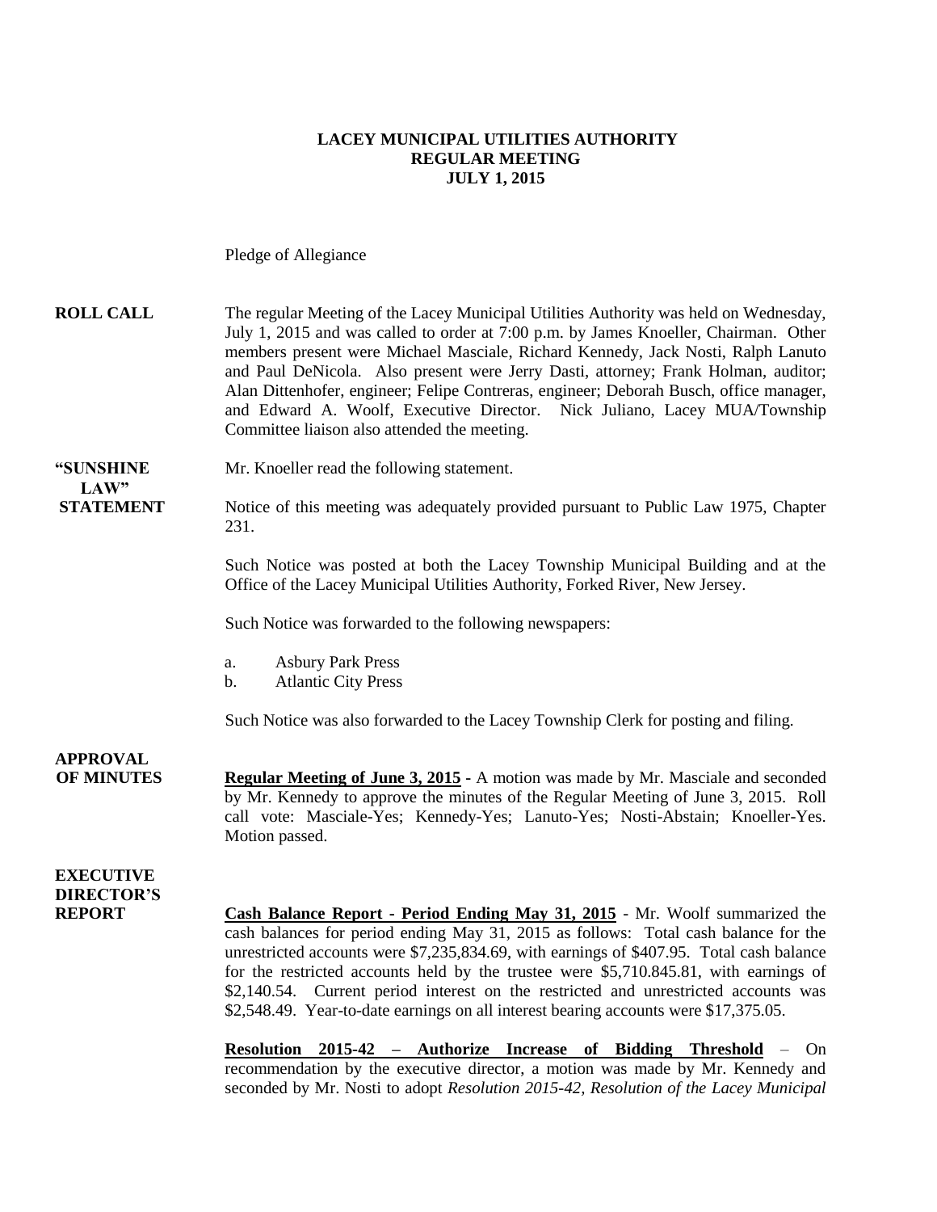**LACEY MUNICIPAL UTILITIES AUTHORITY**
**REGULAR MEETING**
**JULY 1, 2015**

Pledge of Allegiance

**ROLL CALL** The regular Meeting of the Lacey Municipal Utilities Authority was held on Wednesday, July 1, 2015 and was called to order at 7:00 p.m. by James Knoeller, Chairman. Other members present were Michael Masciale, Richard Kennedy, Jack Nosti, Ralph Lanuto and Paul DeNicola. Also present were Jerry Dasti, attorney; Frank Holman, auditor; Alan Dittenhofer, engineer; Felipe Contreras, engineer; Deborah Busch, office manager, and Edward A. Woolf, Executive Director. Nick Juliano, Lacey MUA/Township Committee liaison also attended the meeting.

**"SUNSHINE LAW" STATEMENT** Mr. Knoeller read the following statement.

Notice of this meeting was adequately provided pursuant to Public Law 1975, Chapter 231.

Such Notice was posted at both the Lacey Township Municipal Building and at the Office of the Lacey Municipal Utilities Authority, Forked River, New Jersey.

Such Notice was forwarded to the following newspapers:

a. Asbury Park Press
b. Atlantic City Press

Such Notice was also forwarded to the Lacey Township Clerk for posting and filing.

**APPROVAL OF MINUTES** **Regular Meeting of June 3, 2015** - A motion was made by Mr. Masciale and seconded by Mr. Kennedy to approve the minutes of the Regular Meeting of June 3, 2015. Roll call vote: Masciale-Yes; Kennedy-Yes; Lanuto-Yes; Nosti-Abstain; Knoeller-Yes. Motion passed.

**EXECUTIVE DIRECTOR'S REPORT** **Cash Balance Report - Period Ending May 31, 2015** - Mr. Woolf summarized the cash balances for period ending May 31, 2015 as follows: Total cash balance for the unrestricted accounts were $7,235,834.69, with earnings of $407.95. Total cash balance for the restricted accounts held by the trustee were $5,710.845.81, with earnings of $2,140.54. Current period interest on the restricted and unrestricted accounts was $2,548.49. Year-to-date earnings on all interest bearing accounts were $17,375.05.

**Resolution 2015-42 – Authorize Increase of Bidding Threshold** – On recommendation by the executive director, a motion was made by Mr. Kennedy and seconded by Mr. Nosti to adopt *Resolution 2015-42, Resolution of the Lacey Municipal*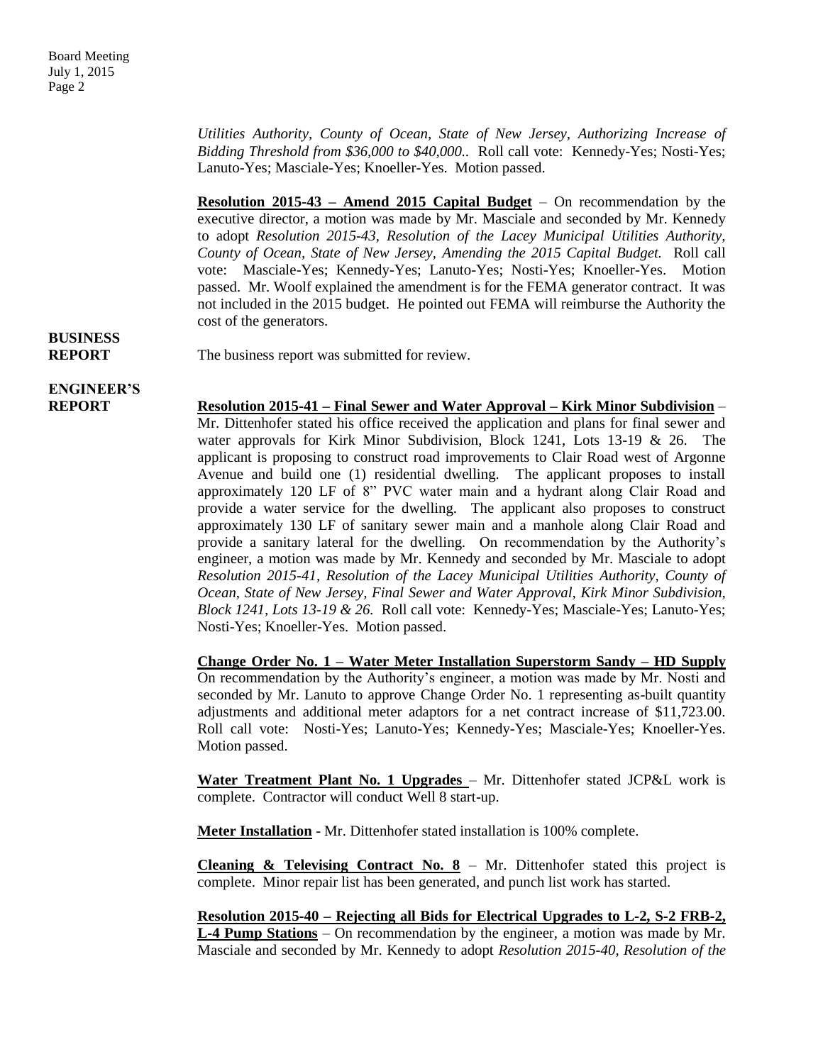*Utilities Authority, County of Ocean, State of New Jersey, Authorizing Increase of Bidding Threshold from $36,000 to $40,000..* Roll call vote: Kennedy-Yes; Nosti-Yes; Lanuto-Yes; Masciale-Yes; Knoeller-Yes. Motion passed.

**Resolution 2015-43 – Amend 2015 Capital Budget** – On recommendation by the executive director, a motion was made by Mr. Masciale and seconded by Mr. Kennedy to adopt *Resolution 2015-43, Resolution of the Lacey Municipal Utilities Authority, County of Ocean, State of New Jersey, Amending the 2015 Capital Budget.* Roll call vote: Masciale-Yes; Kennedy-Yes; Lanuto-Yes; Nosti-Yes; Knoeller-Yes. Motion passed. Mr. Woolf explained the amendment is for the FEMA generator contract. It was not included in the 2015 budget. He pointed out FEMA will reimburse the Authority the cost of the generators.

**BUSINESS REPORT**

The business report was submitted for review.

**ENGINEER'S REPORT**

**Resolution 2015-41 – Final Sewer and Water Approval – Kirk Minor Subdivision** – Mr. Dittenhofer stated his office received the application and plans for final sewer and water approvals for Kirk Minor Subdivision, Block 1241, Lots 13-19 & 26. The applicant is proposing to construct road improvements to Clair Road west of Argonne Avenue and build one (1) residential dwelling. The applicant proposes to install approximately 120 LF of 8" PVC water main and a hydrant along Clair Road and provide a water service for the dwelling. The applicant also proposes to construct approximately 130 LF of sanitary sewer main and a manhole along Clair Road and provide a sanitary lateral for the dwelling. On recommendation by the Authority's engineer, a motion was made by Mr. Kennedy and seconded by Mr. Masciale to adopt *Resolution 2015-41, Resolution of the Lacey Municipal Utilities Authority, County of Ocean, State of New Jersey, Final Sewer and Water Approval, Kirk Minor Subdivision, Block 1241, Lots 13-19 & 26.* Roll call vote: Kennedy-Yes; Masciale-Yes; Lanuto-Yes; Nosti-Yes; Knoeller-Yes. Motion passed.

**Change Order No. 1 – Water Meter Installation Superstorm Sandy – HD Supply** On recommendation by the Authority's engineer, a motion was made by Mr. Nosti and seconded by Mr. Lanuto to approve Change Order No. 1 representing as-built quantity adjustments and additional meter adaptors for a net contract increase of $11,723.00. Roll call vote: Nosti-Yes; Lanuto-Yes; Kennedy-Yes; Masciale-Yes; Knoeller-Yes. Motion passed.

**Water Treatment Plant No. 1 Upgrades** – Mr. Dittenhofer stated JCP&L work is complete. Contractor will conduct Well 8 start-up.

**Meter Installation** - Mr. Dittenhofer stated installation is 100% complete.

**Cleaning & Televising Contract No. 8** – Mr. Dittenhofer stated this project is complete. Minor repair list has been generated, and punch list work has started.

**Resolution 2015-40 – Rejecting all Bids for Electrical Upgrades to L-2, S-2 FRB-2, L-4 Pump Stations** – On recommendation by the engineer, a motion was made by Mr. Masciale and seconded by Mr. Kennedy to adopt *Resolution 2015-40, Resolution of the*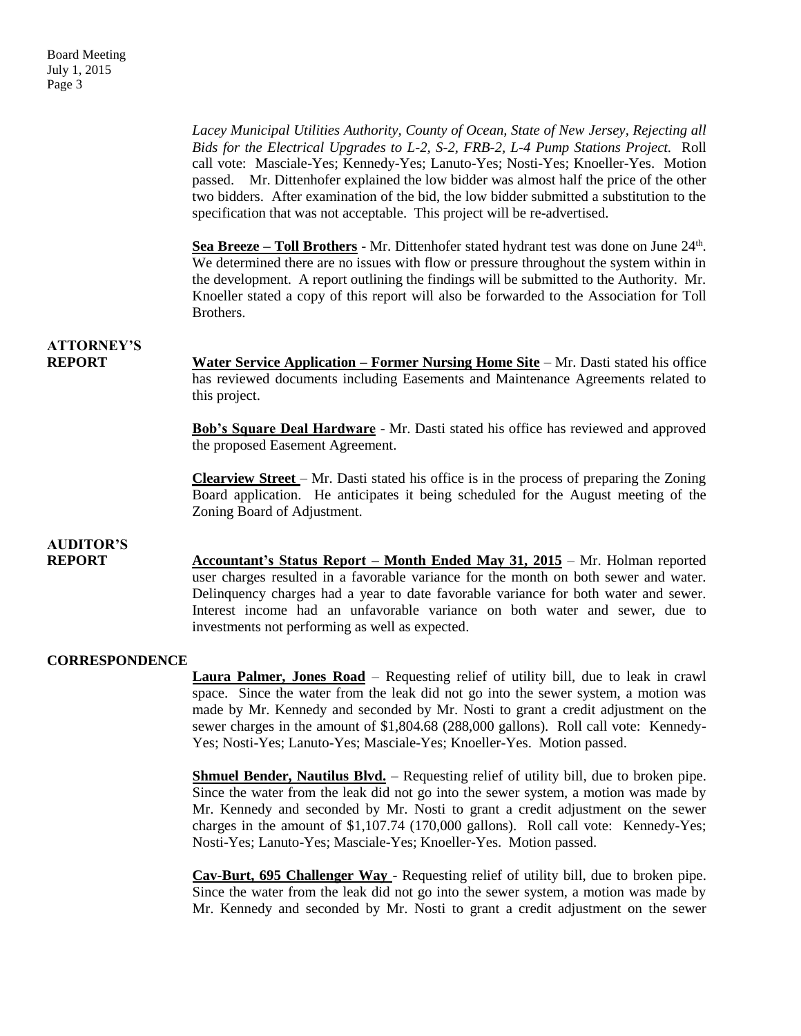*Lacey Municipal Utilities Authority, County of Ocean, State of New Jersey, Rejecting all Bids for the Electrical Upgrades to L-2, S-2, FRB-2, L-4 Pump Stations Project.* Roll call vote: Masciale-Yes; Kennedy-Yes; Lanuto-Yes; Nosti-Yes; Knoeller-Yes. Motion passed. Mr. Dittenhofer explained the low bidder was almost half the price of the other two bidders. After examination of the bid, the low bidder submitted a substitution to the specification that was not acceptable. This project will be re-advertised.

**Sea Breeze – Toll Brothers** - Mr. Dittenhofer stated hydrant test was done on June 24th. We determined there are no issues with flow or pressure throughout the system within in the development. A report outlining the findings will be submitted to the Authority. Mr. Knoeller stated a copy of this report will also be forwarded to the Association for Toll Brothers.

## ATTORNEY'S REPORT

**Water Service Application – Former Nursing Home Site** – Mr. Dasti stated his office has reviewed documents including Easements and Maintenance Agreements related to this project.

**Bob's Square Deal Hardware** - Mr. Dasti stated his office has reviewed and approved the proposed Easement Agreement.

**Clearview Street** – Mr. Dasti stated his office is in the process of preparing the Zoning Board application. He anticipates it being scheduled for the August meeting of the Zoning Board of Adjustment.

## AUDITOR'S REPORT

**Accountant's Status Report – Month Ended May 31, 2015** – Mr. Holman reported user charges resulted in a favorable variance for the month on both sewer and water. Delinquency charges had a year to date favorable variance for both water and sewer. Interest income had an unfavorable variance on both water and sewer, due to investments not performing as well as expected.

## CORRESPONDENCE

**Laura Palmer, Jones Road** – Requesting relief of utility bill, due to leak in crawl space. Since the water from the leak did not go into the sewer system, a motion was made by Mr. Kennedy and seconded by Mr. Nosti to grant a credit adjustment on the sewer charges in the amount of $1,804.68 (288,000 gallons). Roll call vote: Kennedy-Yes; Nosti-Yes; Lanuto-Yes; Masciale-Yes; Knoeller-Yes. Motion passed.

**Shmuel Bender, Nautilus Blvd.** – Requesting relief of utility bill, due to broken pipe. Since the water from the leak did not go into the sewer system, a motion was made by Mr. Kennedy and seconded by Mr. Nosti to grant a credit adjustment on the sewer charges in the amount of $1,107.74 (170,000 gallons). Roll call vote: Kennedy-Yes; Nosti-Yes; Lanuto-Yes; Masciale-Yes; Knoeller-Yes. Motion passed.

**Cav-Burt, 695 Challenger Way** - Requesting relief of utility bill, due to broken pipe. Since the water from the leak did not go into the sewer system, a motion was made by Mr. Kennedy and seconded by Mr. Nosti to grant a credit adjustment on the sewer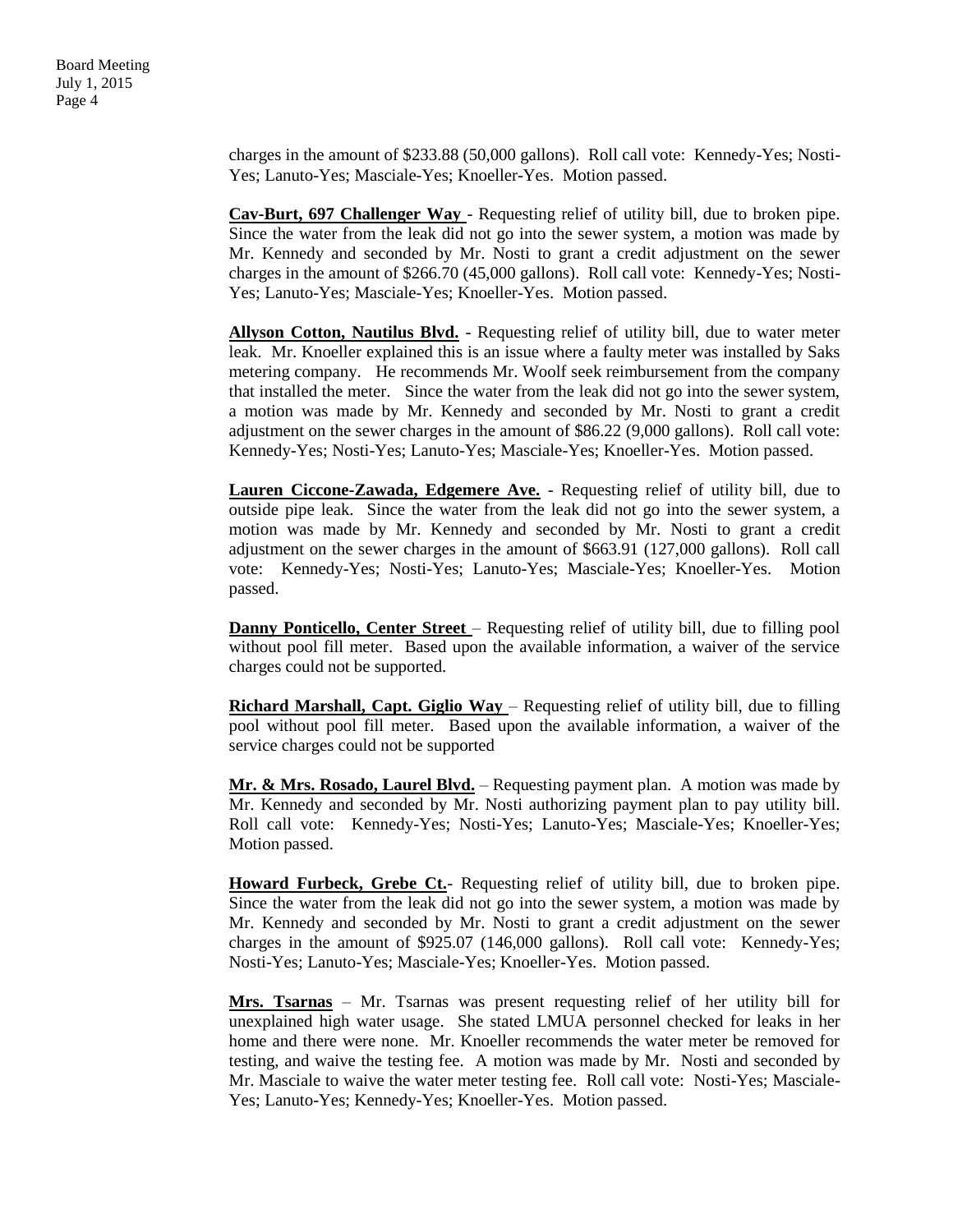charges in the amount of $233.88 (50,000 gallons). Roll call vote: Kennedy-Yes; Nosti-Yes; Lanuto-Yes; Masciale-Yes; Knoeller-Yes. Motion passed.

**Cav-Burt, 697 Challenger Way** - Requesting relief of utility bill, due to broken pipe. Since the water from the leak did not go into the sewer system, a motion was made by Mr. Kennedy and seconded by Mr. Nosti to grant a credit adjustment on the sewer charges in the amount of $266.70 (45,000 gallons). Roll call vote: Kennedy-Yes; Nosti-Yes; Lanuto-Yes; Masciale-Yes; Knoeller-Yes. Motion passed.

**Allyson Cotton, Nautilus Blvd.** - Requesting relief of utility bill, due to water meter leak. Mr. Knoeller explained this is an issue where a faulty meter was installed by Saks metering company. He recommends Mr. Woolf seek reimbursement from the company that installed the meter. Since the water from the leak did not go into the sewer system, a motion was made by Mr. Kennedy and seconded by Mr. Nosti to grant a credit adjustment on the sewer charges in the amount of $86.22 (9,000 gallons). Roll call vote: Kennedy-Yes; Nosti-Yes; Lanuto-Yes; Masciale-Yes; Knoeller-Yes. Motion passed.

**Lauren Ciccone-Zawada, Edgemere Ave.** - Requesting relief of utility bill, due to outside pipe leak. Since the water from the leak did not go into the sewer system, a motion was made by Mr. Kennedy and seconded by Mr. Nosti to grant a credit adjustment on the sewer charges in the amount of $663.91 (127,000 gallons). Roll call vote: Kennedy-Yes; Nosti-Yes; Lanuto-Yes; Masciale-Yes; Knoeller-Yes. Motion passed.

**Danny Ponticello, Center Street** – Requesting relief of utility bill, due to filling pool without pool fill meter. Based upon the available information, a waiver of the service charges could not be supported.

**Richard Marshall, Capt. Giglio Way** – Requesting relief of utility bill, due to filling pool without pool fill meter. Based upon the available information, a waiver of the service charges could not be supported

**Mr. & Mrs. Rosado, Laurel Blvd.** – Requesting payment plan. A motion was made by Mr. Kennedy and seconded by Mr. Nosti authorizing payment plan to pay utility bill. Roll call vote: Kennedy-Yes; Nosti-Yes; Lanuto-Yes; Masciale-Yes; Knoeller-Yes; Motion passed.

**Howard Furbeck, Grebe Ct.**- Requesting relief of utility bill, due to broken pipe. Since the water from the leak did not go into the sewer system, a motion was made by Mr. Kennedy and seconded by Mr. Nosti to grant a credit adjustment on the sewer charges in the amount of $925.07 (146,000 gallons). Roll call vote: Kennedy-Yes; Nosti-Yes; Lanuto-Yes; Masciale-Yes; Knoeller-Yes. Motion passed.

**Mrs. Tsarnas** – Mr. Tsarnas was present requesting relief of her utility bill for unexplained high water usage. She stated LMUA personnel checked for leaks in her home and there were none. Mr. Knoeller recommends the water meter be removed for testing, and waive the testing fee. A motion was made by Mr. Nosti and seconded by Mr. Masciale to waive the water meter testing fee. Roll call vote: Nosti-Yes; Masciale-Yes; Lanuto-Yes; Kennedy-Yes; Knoeller-Yes. Motion passed.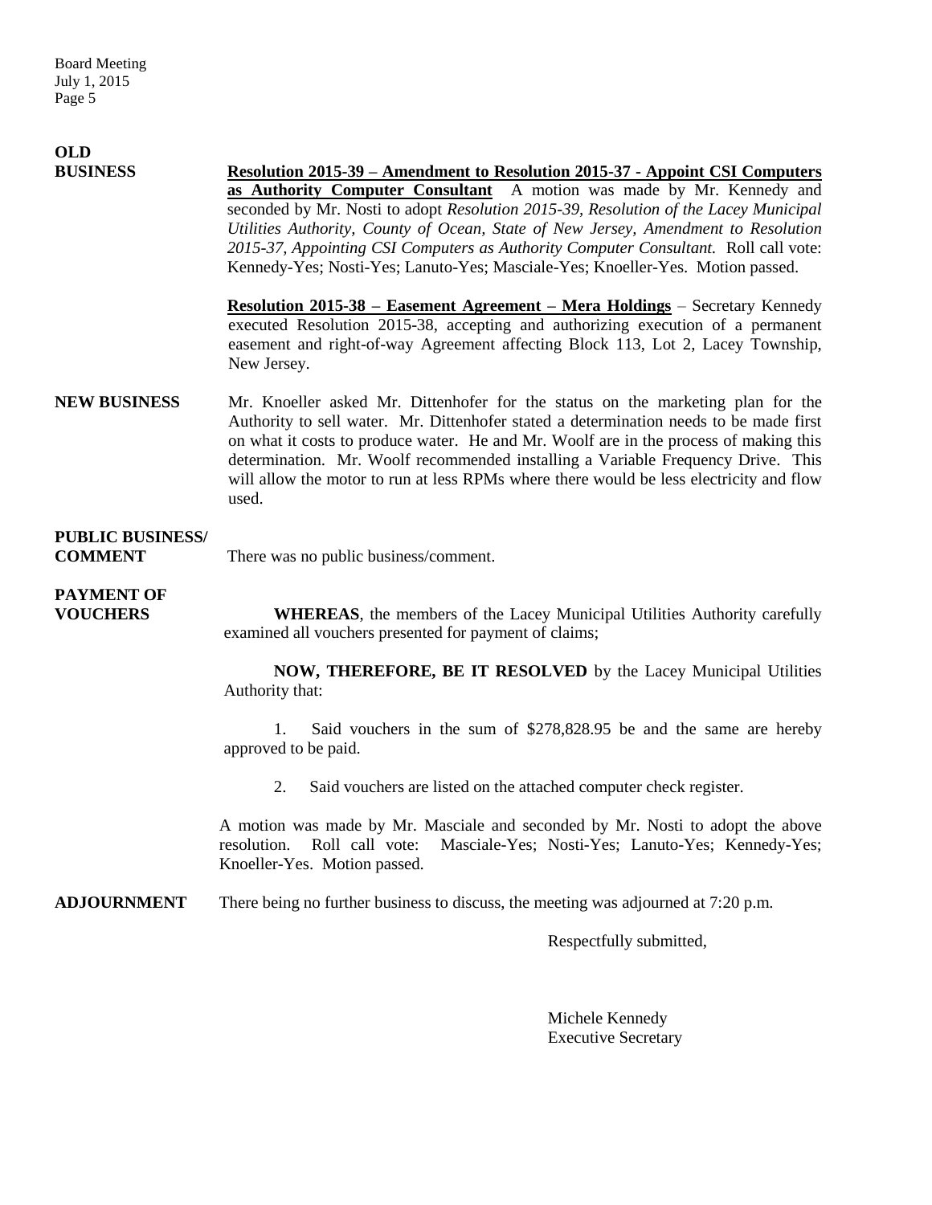**OLD BUSINESS**

**Resolution 2015-39 – Amendment to Resolution 2015-37 - Appoint CSI Computers as Authority Computer Consultant** A motion was made by Mr. Kennedy and seconded by Mr. Nosti to adopt *Resolution 2015-39, Resolution of the Lacey Municipal Utilities Authority, County of Ocean, State of New Jersey, Amendment to Resolution 2015-37, Appointing CSI Computers as Authority Computer Consultant.* Roll call vote: Kennedy-Yes; Nosti-Yes; Lanuto-Yes; Masciale-Yes; Knoeller-Yes. Motion passed.

**Resolution 2015-38 – Easement Agreement – Mera Holdings** – Secretary Kennedy executed Resolution 2015-38, accepting and authorizing execution of a permanent easement and right-of-way Agreement affecting Block 113, Lot 2, Lacey Township, New Jersey.

**NEW BUSINESS**

Mr. Knoeller asked Mr. Dittenhofer for the status on the marketing plan for the Authority to sell water. Mr. Dittenhofer stated a determination needs to be made first on what it costs to produce water. He and Mr. Woolf are in the process of making this determination. Mr. Woolf recommended installing a Variable Frequency Drive. This will allow the motor to run at less RPMs where there would be less electricity and flow used.

**PUBLIC BUSINESS/ COMMENT**

There was no public business/comment.

**PAYMENT OF VOUCHERS**

**WHEREAS**, the members of the Lacey Municipal Utilities Authority carefully examined all vouchers presented for payment of claims;

**NOW, THEREFORE, BE IT RESOLVED** by the Lacey Municipal Utilities Authority that:

1. Said vouchers in the sum of $278,828.95 be and the same are hereby approved to be paid.

2. Said vouchers are listed on the attached computer check register.

A motion was made by Mr. Masciale and seconded by Mr. Nosti to adopt the above resolution. Roll call vote: Masciale-Yes; Nosti-Yes; Lanuto-Yes; Kennedy-Yes; Knoeller-Yes. Motion passed.

**ADJOURNMENT**

There being no further business to discuss, the meeting was adjourned at 7:20 p.m.

Respectfully submitted,

Michele Kennedy
Executive Secretary